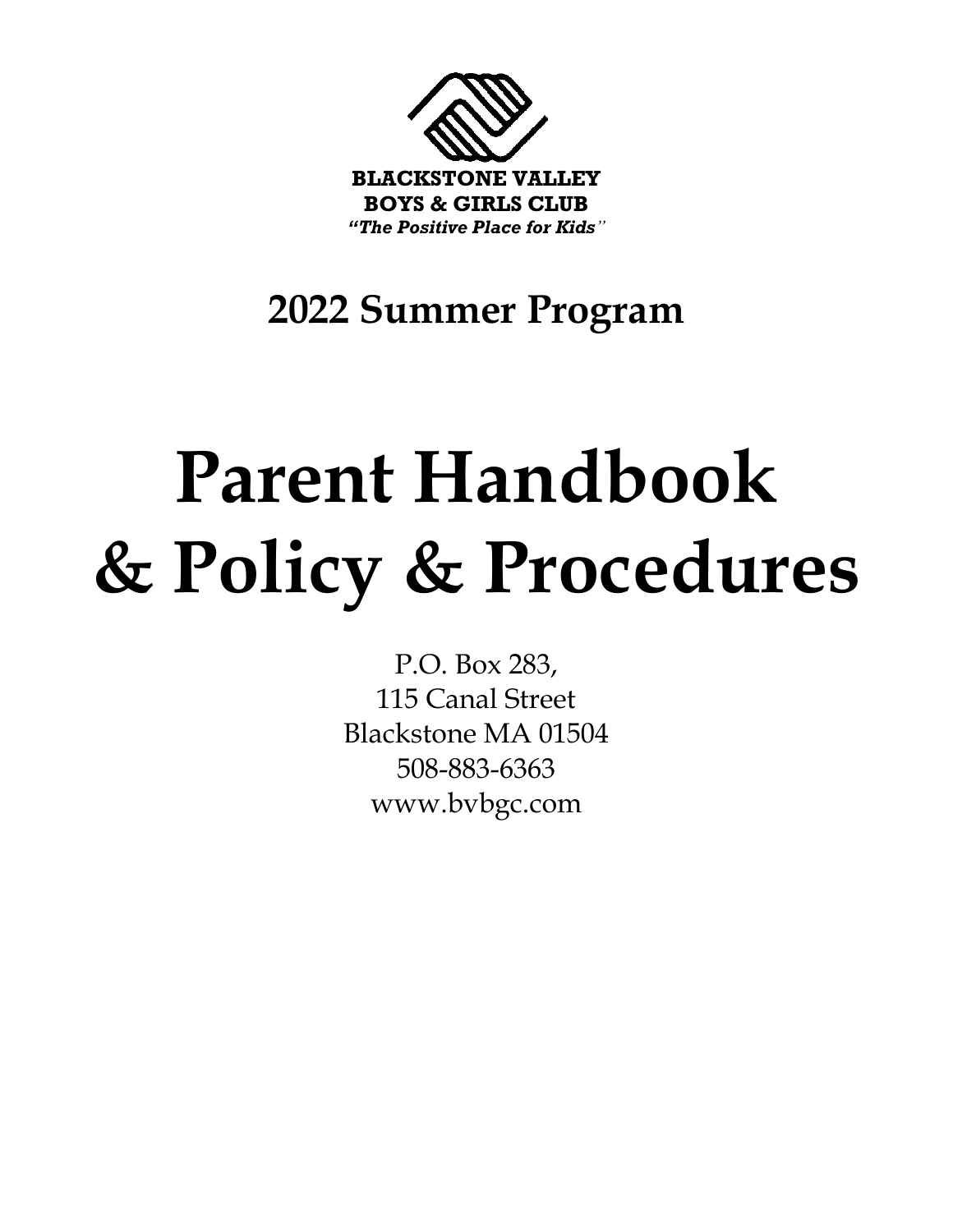**BLACKSTONE VALLEY**
**BOYS & GIRLS CLUB**
***"The Positive Place for Kids"***

## 2022 Summer Program

# Parent Handbook & Policy & Procedures

P.O. Box 283,
115 Canal Street
Blackstone MA 01504
508-883-6363
www.bvbgc.com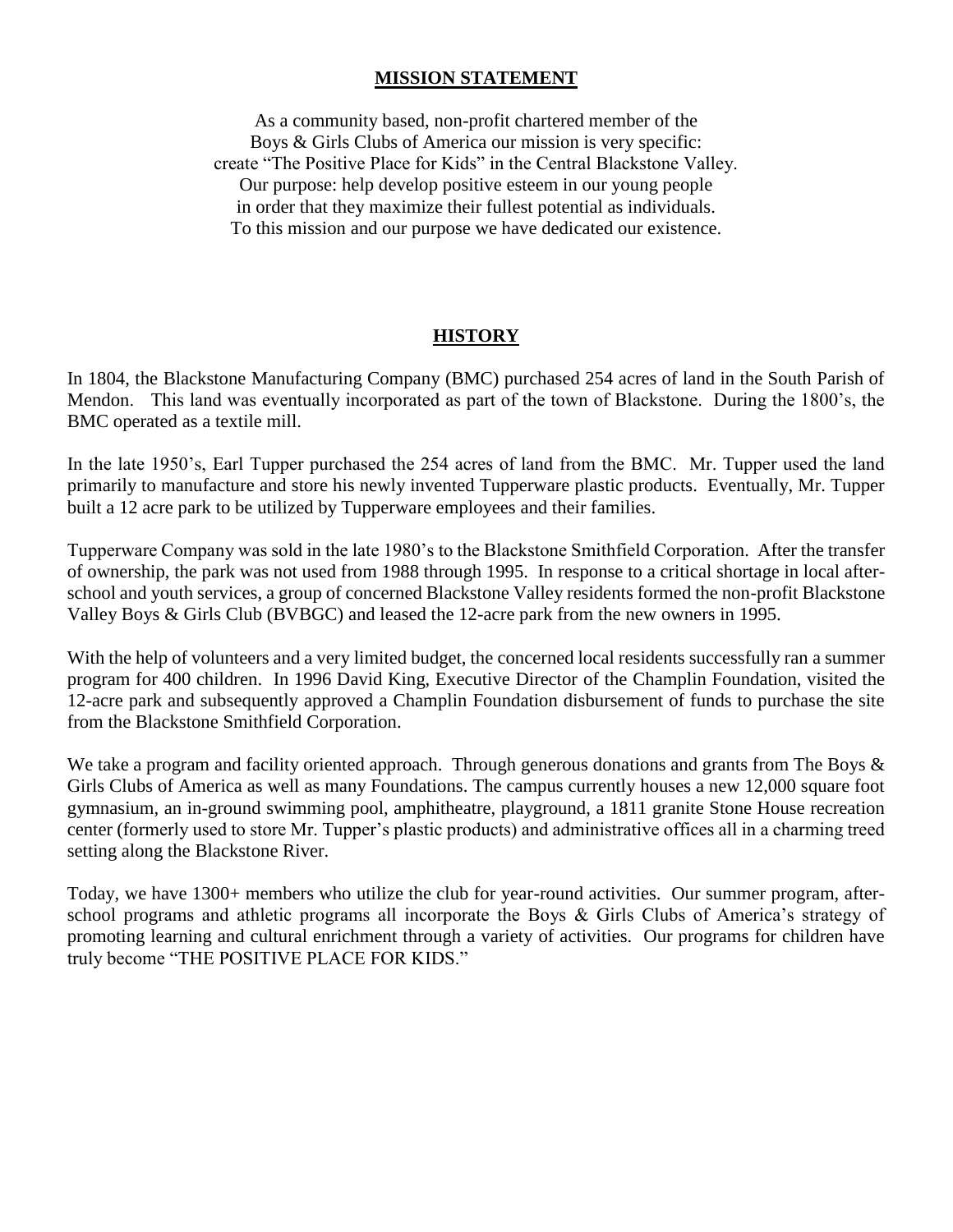## MISSION STATEMENT

As a community based, non-profit chartered member of the
Boys & Girls Clubs of America our mission is very specific:
create "The Positive Place for Kids" in the Central Blackstone Valley.
Our purpose: help develop positive esteem in our young people
in order that they maximize their fullest potential as individuals.
To this mission and our purpose we have dedicated our existence.

## HISTORY

In 1804, the Blackstone Manufacturing Company (BMC) purchased 254 acres of land in the South Parish of Mendon. This land was eventually incorporated as part of the town of Blackstone. During the 1800's, the BMC operated as a textile mill.

In the late 1950's, Earl Tupper purchased the 254 acres of land from the BMC. Mr. Tupper used the land primarily to manufacture and store his newly invented Tupperware plastic products. Eventually, Mr. Tupper built a 12 acre park to be utilized by Tupperware employees and their families.

Tupperware Company was sold in the late 1980's to the Blackstone Smithfield Corporation. After the transfer of ownership, the park was not used from 1988 through 1995. In response to a critical shortage in local after-school and youth services, a group of concerned Blackstone Valley residents formed the non-profit Blackstone Valley Boys & Girls Club (BVBGC) and leased the 12-acre park from the new owners in 1995.

With the help of volunteers and a very limited budget, the concerned local residents successfully ran a summer program for 400 children. In 1996 David King, Executive Director of the Champlin Foundation, visited the 12-acre park and subsequently approved a Champlin Foundation disbursement of funds to purchase the site from the Blackstone Smithfield Corporation.

We take a program and facility oriented approach. Through generous donations and grants from The Boys & Girls Clubs of America as well as many Foundations. The campus currently houses a new 12,000 square foot gymnasium, an in-ground swimming pool, amphitheatre, playground, a 1811 granite Stone House recreation center (formerly used to store Mr. Tupper's plastic products) and administrative offices all in a charming treed setting along the Blackstone River.

Today, we have 1300+ members who utilize the club for year-round activities. Our summer program, after-school programs and athletic programs all incorporate the Boys & Girls Clubs of America's strategy of promoting learning and cultural enrichment through a variety of activities. Our programs for children have truly become "THE POSITIVE PLACE FOR KIDS."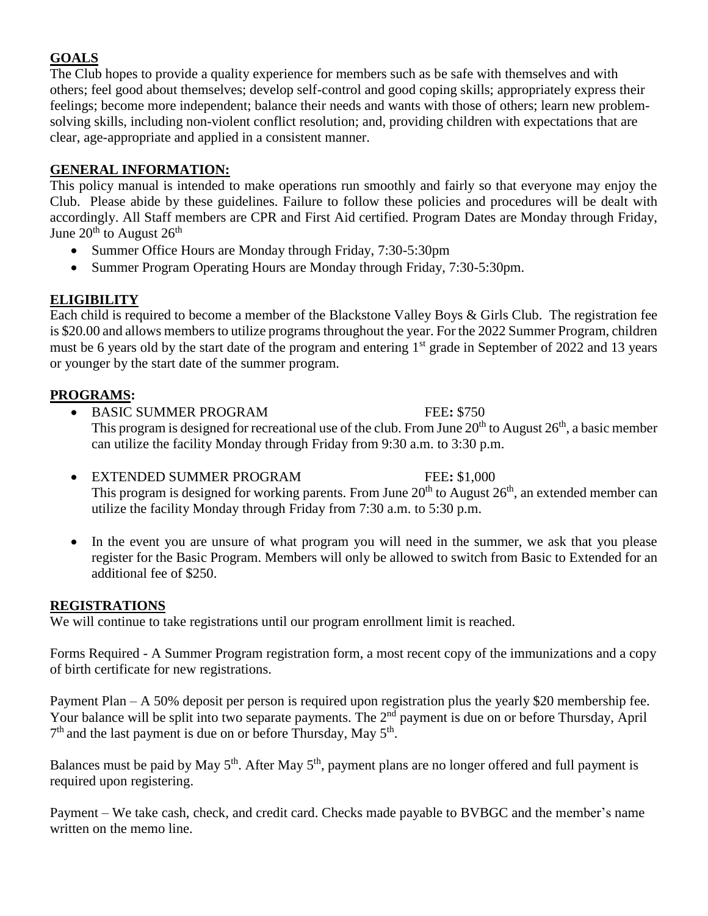## GOALS

The Club hopes to provide a quality experience for members such as be safe with themselves and with others; feel good about themselves; develop self-control and good coping skills; appropriately express their feelings; become more independent; balance their needs and wants with those of others; learn new problem-solving skills, including non-violent conflict resolution; and, providing children with expectations that are clear, age-appropriate and applied in a consistent manner.

## GENERAL INFORMATION:

This policy manual is intended to make operations run smoothly and fairly so that everyone may enjoy the Club. Please abide by these guidelines. Failure to follow these policies and procedures will be dealt with accordingly. All Staff members are CPR and First Aid certified. Program Dates are Monday through Friday, June 20th to August 26th

- Summer Office Hours are Monday through Friday, 7:30-5:30pm
- Summer Program Operating Hours are Monday through Friday, 7:30-5:30pm.

## ELIGIBILITY

Each child is required to become a member of the Blackstone Valley Boys & Girls Club. The registration fee is $20.00 and allows members to utilize programs throughout the year. For the 2022 Summer Program, children must be 6 years old by the start date of the program and entering 1st grade in September of 2022 and 13 years or younger by the start date of the summer program.

## PROGRAMS:

- BASIC SUMMER PROGRAM FEE: $750
  This program is designed for recreational use of the club. From June 20th to August 26th, a basic member can utilize the facility Monday through Friday from 9:30 a.m. to 3:30 p.m.

- EXTENDED SUMMER PROGRAM FEE: $1,000
  This program is designed for working parents. From June 20th to August 26th, an extended member can utilize the facility Monday through Friday from 7:30 a.m. to 5:30 p.m.

- In the event you are unsure of what program you will need in the summer, we ask that you please register for the Basic Program. Members will only be allowed to switch from Basic to Extended for an additional fee of $250.

## REGISTRATIONS

We will continue to take registrations until our program enrollment limit is reached.

Forms Required - A Summer Program registration form, a most recent copy of the immunizations and a copy of birth certificate for new registrations.

Payment Plan – A 50% deposit per person is required upon registration plus the yearly $20 membership fee. Your balance will be split into two separate payments. The 2nd payment is due on or before Thursday, April 7th and the last payment is due on or before Thursday, May 5th.

Balances must be paid by May 5th. After May 5th, payment plans are no longer offered and full payment is required upon registering.

Payment – We take cash, check, and credit card. Checks made payable to BVBGC and the member's name written on the memo line.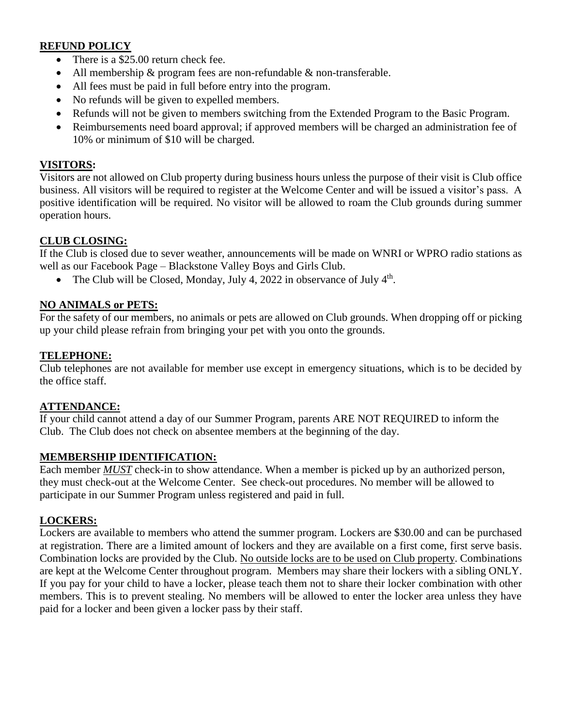## REFUND POLICY

- There is a $25.00 return check fee.
- All membership & program fees are non-refundable & non-transferable.
- All fees must be paid in full before entry into the program.
- No refunds will be given to expelled members.
- Refunds will not be given to members switching from the Extended Program to the Basic Program.
- Reimbursements need board approval; if approved members will be charged an administration fee of 10% or minimum of $10 will be charged.

## VISITORS:

Visitors are not allowed on Club property during business hours unless the purpose of their visit is Club office business. All visitors will be required to register at the Welcome Center and will be issued a visitor's pass. A positive identification will be required. No visitor will be allowed to roam the Club grounds during summer operation hours.

## CLUB CLOSING:

If the Club is closed due to sever weather, announcements will be made on WNRI or WPRO radio stations as well as our Facebook Page – Blackstone Valley Boys and Girls Club.

- The Club will be Closed, Monday, July 4, 2022 in observance of July 4th.

## NO ANIMALS or PETS:

For the safety of our members, no animals or pets are allowed on Club grounds. When dropping off or picking up your child please refrain from bringing your pet with you onto the grounds.

## TELEPHONE:

Club telephones are not available for member use except in emergency situations, which is to be decided by the office staff.

## ATTENDANCE:

If your child cannot attend a day of our Summer Program, parents ARE NOT REQUIRED to inform the Club. The Club does not check on absentee members at the beginning of the day.

## MEMBERSHIP IDENTIFICATION:

Each member ***MUST*** check-in to show attendance. When a member is picked up by an authorized person, they must check-out at the Welcome Center. See check-out procedures. No member will be allowed to participate in our Summer Program unless registered and paid in full.

## LOCKERS:

Lockers are available to members who attend the summer program. Lockers are $30.00 and can be purchased at registration. There are a limited amount of lockers and they are available on a first come, first serve basis. Combination locks are provided by the Club. No outside locks are to be used on Club property. Combinations are kept at the Welcome Center throughout program. Members may share their lockers with a sibling ONLY. If you pay for your child to have a locker, please teach them not to share their locker combination with other members. This is to prevent stealing. No members will be allowed to enter the locker area unless they have paid for a locker and been given a locker pass by their staff.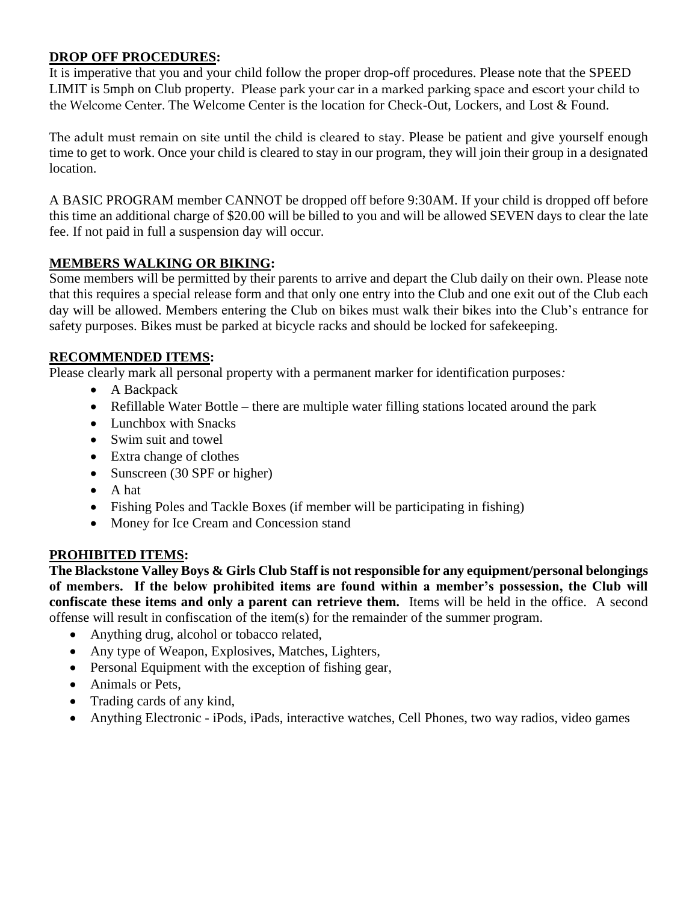## **DROP OFF PROCEDURES:**

It is imperative that you and your child follow the proper drop-off procedures. Please note that the SPEED LIMIT is 5mph on Club property. Please park your car in a marked parking space and escort your child to the Welcome Center. The Welcome Center is the location for Check-Out, Lockers, and Lost & Found.

The adult must remain on site until the child is cleared to stay. Please be patient and give yourself enough time to get to work. Once your child is cleared to stay in our program, they will join their group in a designated location.

A BASIC PROGRAM member CANNOT be dropped off before 9:30AM. If your child is dropped off before this time an additional charge of $20.00 will be billed to you and will be allowed SEVEN days to clear the late fee. If not paid in full a suspension day will occur.

## **MEMBERS WALKING OR BIKING:**

Some members will be permitted by their parents to arrive and depart the Club daily on their own. Please note that this requires a special release form and that only one entry into the Club and one exit out of the Club each day will be allowed. Members entering the Club on bikes must walk their bikes into the Club's entrance for safety purposes. Bikes must be parked at bicycle racks and should be locked for safekeeping.

## **RECOMMENDED ITEMS:**

Please clearly mark all personal property with a permanent marker for identification purposes*:*

- A Backpack
- Refillable Water Bottle – there are multiple water filling stations located around the park
- Lunchbox with Snacks
- Swim suit and towel
- Extra change of clothes
- Sunscreen (30 SPF or higher)
- A hat
- Fishing Poles and Tackle Boxes (if member will be participating in fishing)
- Money for Ice Cream and Concession stand

## **PROHIBITED ITEMS:**

**The Blackstone Valley Boys & Girls Club Staff is not responsible for any equipment/personal belongings of members. If the below prohibited items are found within a member's possession, the Club will confiscate these items and only a parent can retrieve them.** Items will be held in the office. A second offense will result in confiscation of the item(s) for the remainder of the summer program.

- Anything drug, alcohol or tobacco related,
- Any type of Weapon, Explosives, Matches, Lighters,
- Personal Equipment with the exception of fishing gear,
- Animals or Pets,
- Trading cards of any kind,
- Anything Electronic - iPods, iPads, interactive watches, Cell Phones, two way radios, video games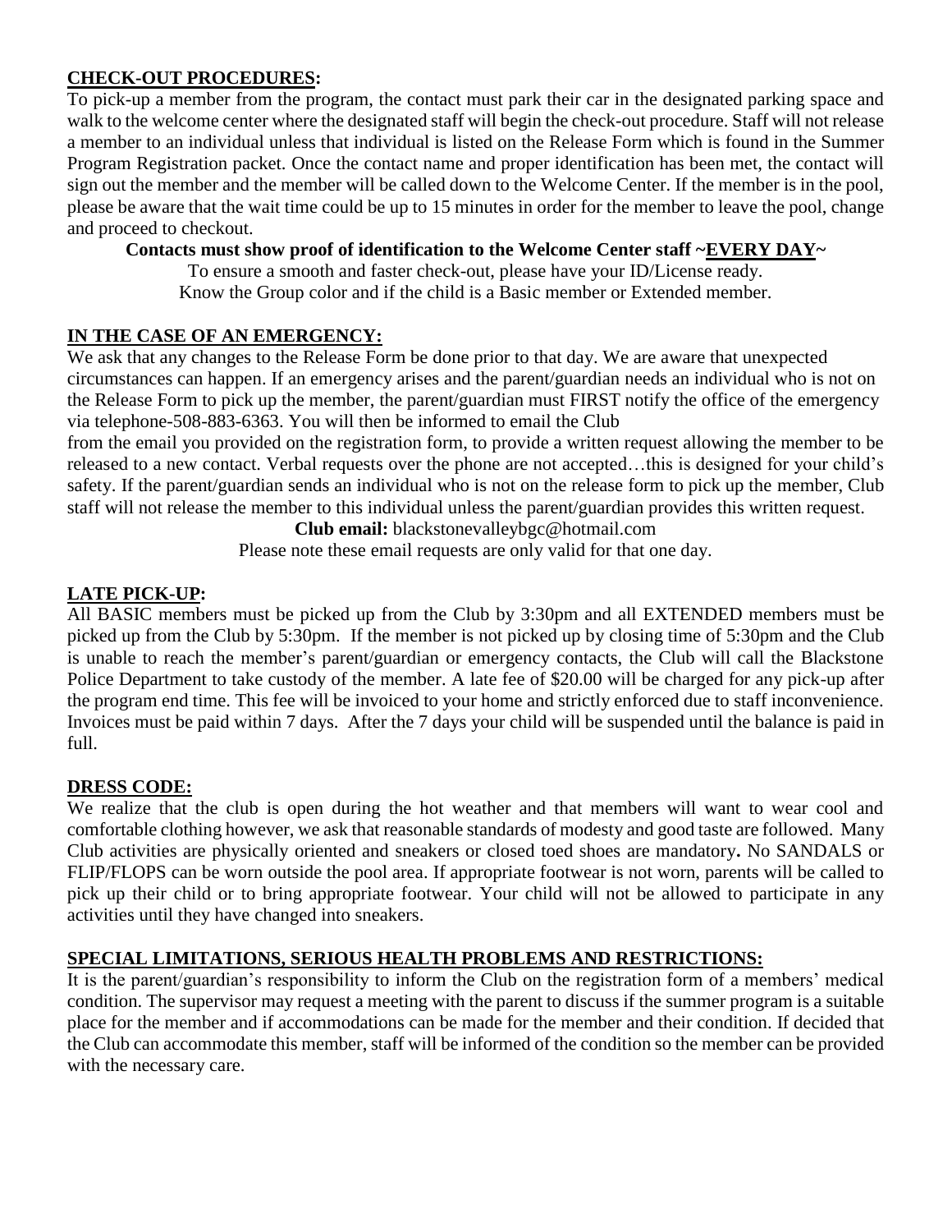## CHECK-OUT PROCEDURES:

To pick-up a member from the program, the contact must park their car in the designated parking space and walk to the welcome center where the designated staff will begin the check-out procedure. Staff will not release a member to an individual unless that individual is listed on the Release Form which is found in the Summer Program Registration packet. Once the contact name and proper identification has been met, the contact will sign out the member and the member will be called down to the Welcome Center. If the member is in the pool, please be aware that the wait time could be up to 15 minutes in order for the member to leave the pool, change and proceed to checkout.

**Contacts must show proof of identification to the Welcome Center staff ~EVERY DAY~**

To ensure a smooth and faster check-out, please have your ID/License ready.
Know the Group color and if the child is a Basic member or Extended member.

## IN THE CASE OF AN EMERGENCY:

We ask that any changes to the Release Form be done prior to that day. We are aware that unexpected circumstances can happen. If an emergency arises and the parent/guardian needs an individual who is not on the Release Form to pick up the member, the parent/guardian must FIRST notify the office of the emergency via telephone-508-883-6363. You will then be informed to email the Club from the email you provided on the registration form, to provide a written request allowing the member to be released to a new contact. Verbal requests over the phone are not accepted…this is designed for your child's safety. If the parent/guardian sends an individual who is not on the release form to pick up the member, Club staff will not release the member to this individual unless the parent/guardian provides this written request.

**Club email:** blackstonevalleybgc@hotmail.com

Please note these email requests are only valid for that one day.

## LATE PICK-UP:

All BASIC members must be picked up from the Club by 3:30pm and all EXTENDED members must be picked up from the Club by 5:30pm. If the member is not picked up by closing time of 5:30pm and the Club is unable to reach the member's parent/guardian or emergency contacts, the Club will call the Blackstone Police Department to take custody of the member. A late fee of $20.00 will be charged for any pick-up after the program end time. This fee will be invoiced to your home and strictly enforced due to staff inconvenience. Invoices must be paid within 7 days. After the 7 days your child will be suspended until the balance is paid in full.

## DRESS CODE:

We realize that the club is open during the hot weather and that members will want to wear cool and comfortable clothing however, we ask that reasonable standards of modesty and good taste are followed. Many Club activities are physically oriented and sneakers or closed toed shoes are mandatory**.** No SANDALS or FLIP/FLOPS can be worn outside the pool area. If appropriate footwear is not worn, parents will be called to pick up their child or to bring appropriate footwear. Your child will not be allowed to participate in any activities until they have changed into sneakers.

## SPECIAL LIMITATIONS, SERIOUS HEALTH PROBLEMS AND RESTRICTIONS:

It is the parent/guardian's responsibility to inform the Club on the registration form of a members' medical condition. The supervisor may request a meeting with the parent to discuss if the summer program is a suitable place for the member and if accommodations can be made for the member and their condition. If decided that the Club can accommodate this member, staff will be informed of the condition so the member can be provided with the necessary care.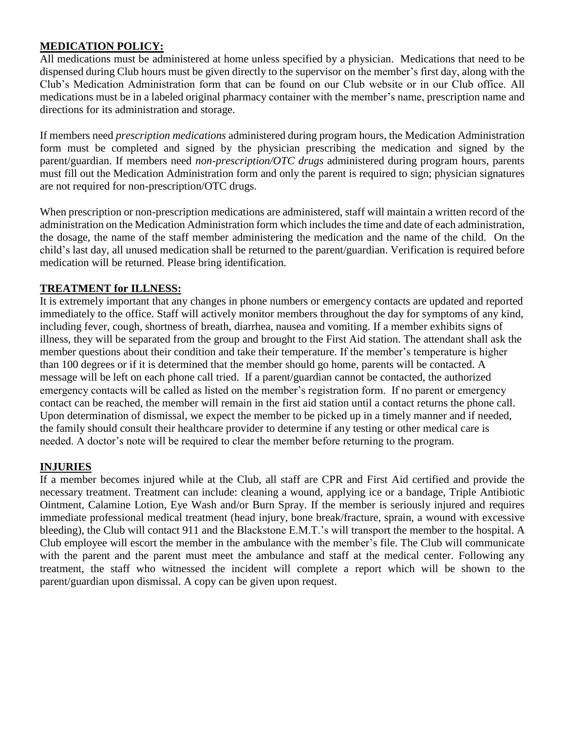## MEDICATION POLICY:

All medications must be administered at home unless specified by a physician. Medications that need to be dispensed during Club hours must be given directly to the supervisor on the member's first day, along with the Club's Medication Administration form that can be found on our Club website or in our Club office. All medications must be in a labeled original pharmacy container with the member's name, prescription name and directions for its administration and storage.

If members need *prescription medications* administered during program hours, the Medication Administration form must be completed and signed by the physician prescribing the medication and signed by the parent/guardian. If members need *non-prescription/OTC drugs* administered during program hours, parents must fill out the Medication Administration form and only the parent is required to sign; physician signatures are not required for non-prescription/OTC drugs.

When prescription or non-prescription medications are administered, staff will maintain a written record of the administration on the Medication Administration form which includes the time and date of each administration, the dosage, the name of the staff member administering the medication and the name of the child. On the child's last day, all unused medication shall be returned to the parent/guardian. Verification is required before medication will be returned. Please bring identification.

## TREATMENT for ILLNESS:

It is extremely important that any changes in phone numbers or emergency contacts are updated and reported immediately to the office. Staff will actively monitor members throughout the day for symptoms of any kind, including fever, cough, shortness of breath, diarrhea, nausea and vomiting. If a member exhibits signs of illness, they will be separated from the group and brought to the First Aid station. The attendant shall ask the member questions about their condition and take their temperature. If the member's temperature is higher than 100 degrees or if it is determined that the member should go home, parents will be contacted. A message will be left on each phone call tried. If a parent/guardian cannot be contacted, the authorized emergency contacts will be called as listed on the member's registration form. If no parent or emergency contact can be reached, the member will remain in the first aid station until a contact returns the phone call. Upon determination of dismissal, we expect the member to be picked up in a timely manner and if needed, the family should consult their healthcare provider to determine if any testing or other medical care is needed. A doctor's note will be required to clear the member before returning to the program.

## INJURIES

If a member becomes injured while at the Club, all staff are CPR and First Aid certified and provide the necessary treatment. Treatment can include: cleaning a wound, applying ice or a bandage, Triple Antibiotic Ointment, Calamine Lotion, Eye Wash and/or Burn Spray. If the member is seriously injured and requires immediate professional medical treatment (head injury, bone break/fracture, sprain, a wound with excessive bleeding), the Club will contact 911 and the Blackstone E.M.T.'s will transport the member to the hospital. A Club employee will escort the member in the ambulance with the member's file. The Club will communicate with the parent and the parent must meet the ambulance and staff at the medical center. Following any treatment, the staff who witnessed the incident will complete a report which will be shown to the parent/guardian upon dismissal. A copy can be given upon request.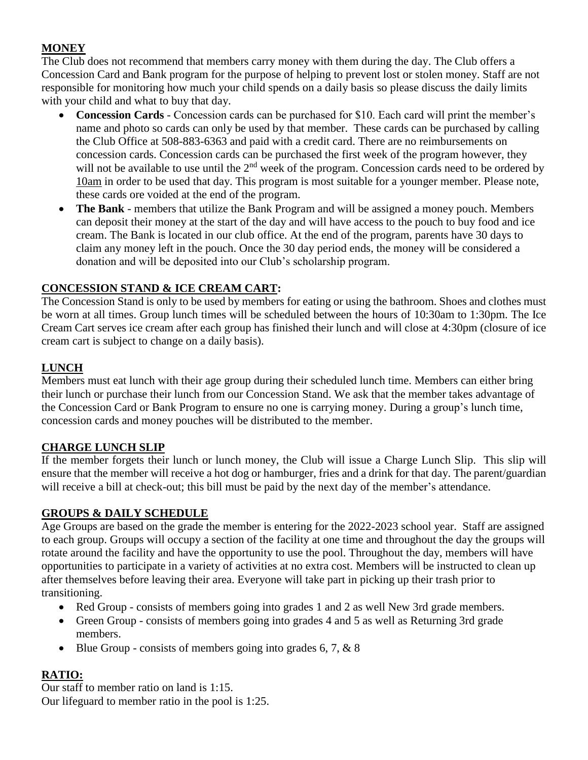## MONEY

The Club does not recommend that members carry money with them during the day. The Club offers a Concession Card and Bank program for the purpose of helping to prevent lost or stolen money. Staff are not responsible for monitoring how much your child spends on a daily basis so please discuss the daily limits with your child and what to buy that day.

- **Concession Cards** - Concession cards can be purchased for $10. Each card will print the member's name and photo so cards can only be used by that member. These cards can be purchased by calling the Club Office at 508-883-6363 and paid with a credit card. There are no reimbursements on concession cards. Concession cards can be purchased the first week of the program however, they will not be available to use until the 2nd week of the program. Concession cards need to be ordered by 10am in order to be used that day. This program is most suitable for a younger member. Please note, these cards ore voided at the end of the program.
- **The Bank** - members that utilize the Bank Program and will be assigned a money pouch. Members can deposit their money at the start of the day and will have access to the pouch to buy food and ice cream. The Bank is located in our club office. At the end of the program, parents have 30 days to claim any money left in the pouch. Once the 30 day period ends, the money will be considered a donation and will be deposited into our Club's scholarship program.

## CONCESSION STAND & ICE CREAM CART:

The Concession Stand is only to be used by members for eating or using the bathroom. Shoes and clothes must be worn at all times. Group lunch times will be scheduled between the hours of 10:30am to 1:30pm. The Ice Cream Cart serves ice cream after each group has finished their lunch and will close at 4:30pm (closure of ice cream cart is subject to change on a daily basis).

## LUNCH

Members must eat lunch with their age group during their scheduled lunch time. Members can either bring their lunch or purchase their lunch from our Concession Stand. We ask that the member takes advantage of the Concession Card or Bank Program to ensure no one is carrying money. During a group's lunch time, concession cards and money pouches will be distributed to the member.

## CHARGE LUNCH SLIP

If the member forgets their lunch or lunch money, the Club will issue a Charge Lunch Slip. This slip will ensure that the member will receive a hot dog or hamburger, fries and a drink for that day. The parent/guardian will receive a bill at check-out; this bill must be paid by the next day of the member's attendance.

## GROUPS & DAILY SCHEDULE

Age Groups are based on the grade the member is entering for the 2022-2023 school year. Staff are assigned to each group. Groups will occupy a section of the facility at one time and throughout the day the groups will rotate around the facility and have the opportunity to use the pool. Throughout the day, members will have opportunities to participate in a variety of activities at no extra cost. Members will be instructed to clean up after themselves before leaving their area. Everyone will take part in picking up their trash prior to transitioning.

- Red Group - consists of members going into grades 1 and 2 as well New 3rd grade members.
- Green Group - consists of members going into grades 4 and 5 as well as Returning 3rd grade members.
- Blue Group - consists of members going into grades 6, 7, & 8

## RATIO:

Our staff to member ratio on land is 1:15.
Our lifeguard to member ratio in the pool is 1:25.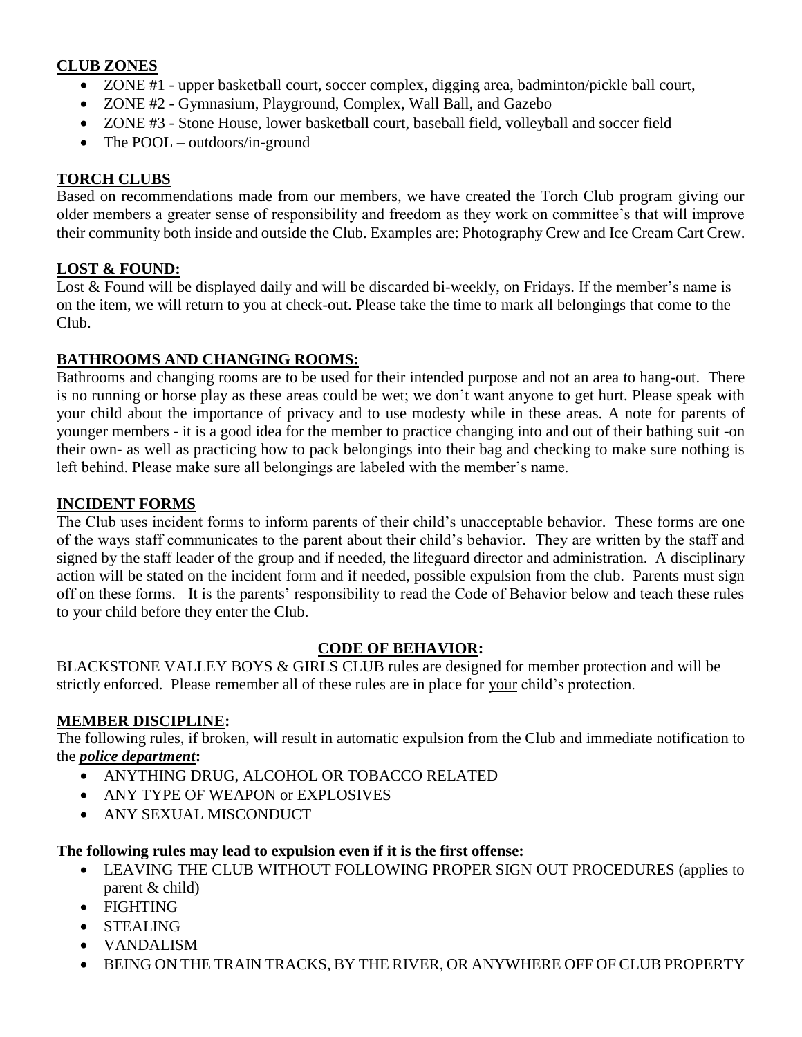## CLUB ZONES

- ZONE #1 - upper basketball court, soccer complex, digging area, badminton/pickle ball court,
- ZONE #2 - Gymnasium, Playground, Complex, Wall Ball, and Gazebo
- ZONE #3 - Stone House, lower basketball court, baseball field, volleyball and soccer field
- The POOL – outdoors/in-ground

## TORCH CLUBS

Based on recommendations made from our members, we have created the Torch Club program giving our older members a greater sense of responsibility and freedom as they work on committee's that will improve their community both inside and outside the Club. Examples are: Photography Crew and Ice Cream Cart Crew.

## LOST & FOUND:

Lost & Found will be displayed daily and will be discarded bi-weekly, on Fridays. If the member's name is on the item, we will return to you at check-out. Please take the time to mark all belongings that come to the Club.

## BATHROOMS AND CHANGING ROOMS:

Bathrooms and changing rooms are to be used for their intended purpose and not an area to hang-out. There is no running or horse play as these areas could be wet; we don't want anyone to get hurt. Please speak with your child about the importance of privacy and to use modesty while in these areas. A note for parents of younger members - it is a good idea for the member to practice changing into and out of their bathing suit -on their own- as well as practicing how to pack belongings into their bag and checking to make sure nothing is left behind. Please make sure all belongings are labeled with the member's name.

## INCIDENT FORMS

The Club uses incident forms to inform parents of their child's unacceptable behavior. These forms are one of the ways staff communicates to the parent about their child's behavior. They are written by the staff and signed by the staff leader of the group and if needed, the lifeguard director and administration. A disciplinary action will be stated on the incident form and if needed, possible expulsion from the club. Parents must sign off on these forms. It is the parents' responsibility to read the Code of Behavior below and teach these rules to your child before they enter the Club.

## CODE OF BEHAVIOR:

BLACKSTONE VALLEY BOYS & GIRLS CLUB rules are designed for member protection and will be strictly enforced. Please remember all of these rules are in place for your child's protection.

## MEMBER DISCIPLINE:

The following rules, if broken, will result in automatic expulsion from the Club and immediate notification to the ***police department*****:**

- ANYTHING DRUG, ALCOHOL OR TOBACCO RELATED
- ANY TYPE OF WEAPON or EXPLOSIVES
- ANY SEXUAL MISCONDUCT

**The following rules may lead to expulsion even if it is the first offense:**

- LEAVING THE CLUB WITHOUT FOLLOWING PROPER SIGN OUT PROCEDURES (applies to parent & child)
- FIGHTING
- STEALING
- VANDALISM
- BEING ON THE TRAIN TRACKS, BY THE RIVER, OR ANYWHERE OFF OF CLUB PROPERTY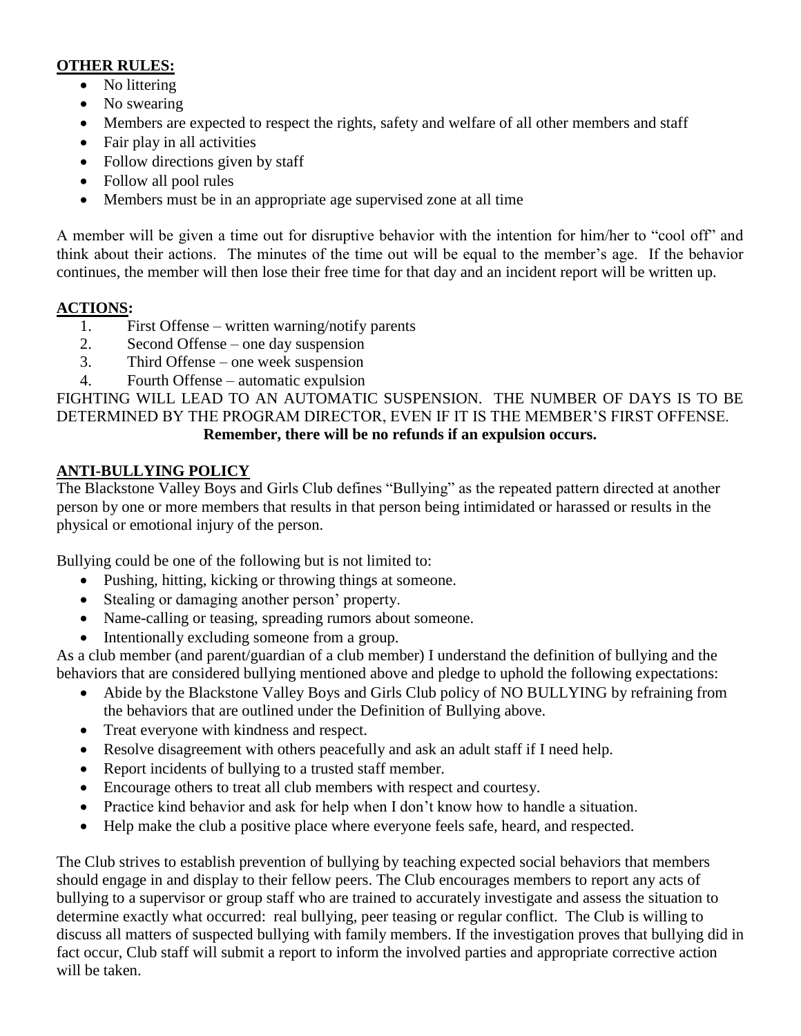## OTHER RULES:

- No littering
- No swearing
- Members are expected to respect the rights, safety and welfare of all other members and staff
- Fair play in all activities
- Follow directions given by staff
- Follow all pool rules
- Members must be in an appropriate age supervised zone at all time

A member will be given a time out for disruptive behavior with the intention for him/her to "cool off" and think about their actions. The minutes of the time out will be equal to the member's age. If the behavior continues, the member will then lose their free time for that day and an incident report will be written up.

## ACTIONS:

1. First Offense – written warning/notify parents
2. Second Offense – one day suspension
3. Third Offense – one week suspension
4. Fourth Offense – automatic expulsion

FIGHTING WILL LEAD TO AN AUTOMATIC SUSPENSION. THE NUMBER OF DAYS IS TO BE DETERMINED BY THE PROGRAM DIRECTOR, EVEN IF IT IS THE MEMBER'S FIRST OFFENSE.

**Remember, there will be no refunds if an expulsion occurs.**

## ANTI-BULLYING POLICY

The Blackstone Valley Boys and Girls Club defines "Bullying" as the repeated pattern directed at another person by one or more members that results in that person being intimidated or harassed or results in the physical or emotional injury of the person.

Bullying could be one of the following but is not limited to:

- Pushing, hitting, kicking or throwing things at someone.
- Stealing or damaging another person' property.
- Name-calling or teasing, spreading rumors about someone.
- Intentionally excluding someone from a group.

As a club member (and parent/guardian of a club member) I understand the definition of bullying and the behaviors that are considered bullying mentioned above and pledge to uphold the following expectations:

- Abide by the Blackstone Valley Boys and Girls Club policy of NO BULLYING by refraining from the behaviors that are outlined under the Definition of Bullying above.
- Treat everyone with kindness and respect.
- Resolve disagreement with others peacefully and ask an adult staff if I need help.
- Report incidents of bullying to a trusted staff member.
- Encourage others to treat all club members with respect and courtesy.
- Practice kind behavior and ask for help when I don't know how to handle a situation.
- Help make the club a positive place where everyone feels safe, heard, and respected.

The Club strives to establish prevention of bullying by teaching expected social behaviors that members should engage in and display to their fellow peers. The Club encourages members to report any acts of bullying to a supervisor or group staff who are trained to accurately investigate and assess the situation to determine exactly what occurred: real bullying, peer teasing or regular conflict. The Club is willing to discuss all matters of suspected bullying with family members. If the investigation proves that bullying did in fact occur, Club staff will submit a report to inform the involved parties and appropriate corrective action will be taken.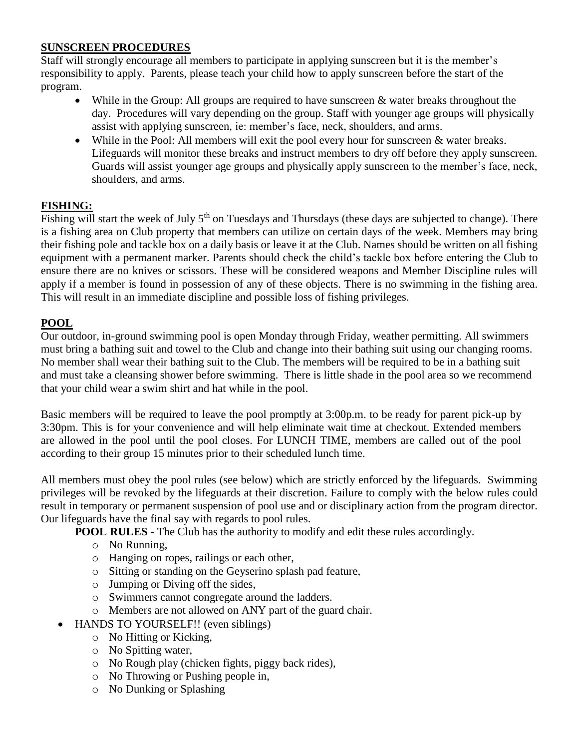**SUNSCREEN PROCEDURES**

Staff will strongly encourage all members to participate in applying sunscreen but it is the member's responsibility to apply. Parents, please teach your child how to apply sunscreen before the start of the program.

- While in the Group: All groups are required to have sunscreen & water breaks throughout the day. Procedures will vary depending on the group. Staff with younger age groups will physically assist with applying sunscreen, ie: member's face, neck, shoulders, and arms.
- While in the Pool: All members will exit the pool every hour for sunscreen & water breaks. Lifeguards will monitor these breaks and instruct members to dry off before they apply sunscreen. Guards will assist younger age groups and physically apply sunscreen to the member's face, neck, shoulders, and arms.

**FISHING:**

Fishing will start the week of July 5th on Tuesdays and Thursdays (these days are subjected to change). There is a fishing area on Club property that members can utilize on certain days of the week. Members may bring their fishing pole and tackle box on a daily basis or leave it at the Club. Names should be written on all fishing equipment with a permanent marker. Parents should check the child's tackle box before entering the Club to ensure there are no knives or scissors. These will be considered weapons and Member Discipline rules will apply if a member is found in possession of any of these objects. There is no swimming in the fishing area. This will result in an immediate discipline and possible loss of fishing privileges.

**POOL**

Our outdoor, in-ground swimming pool is open Monday through Friday, weather permitting. All swimmers must bring a bathing suit and towel to the Club and change into their bathing suit using our changing rooms. No member shall wear their bathing suit to the Club. The members will be required to be in a bathing suit and must take a cleansing shower before swimming. There is little shade in the pool area so we recommend that your child wear a swim shirt and hat while in the pool.

Basic members will be required to leave the pool promptly at 3:00p.m. to be ready for parent pick-up by 3:30pm. This is for your convenience and will help eliminate wait time at checkout. Extended members are allowed in the pool until the pool closes. For LUNCH TIME, members are called out of the pool according to their group 15 minutes prior to their scheduled lunch time.

All members must obey the pool rules (see below) which are strictly enforced by the lifeguards. Swimming privileges will be revoked by the lifeguards at their discretion. Failure to comply with the below rules could result in temporary or permanent suspension of pool use and or disciplinary action from the program director. Our lifeguards have the final say with regards to pool rules.

**POOL RULES** - The Club has the authority to modify and edit these rules accordingly.

- No Running,
- Hanging on ropes, railings or each other,
- Sitting or standing on the Geyserino splash pad feature,
- Jumping or Diving off the sides,
- Swimmers cannot congregate around the ladders.
- Members are not allowed on ANY part of the guard chair.

- HANDS TO YOURSELF!! (even siblings)
  - No Hitting or Kicking,
  - No Spitting water,
  - No Rough play (chicken fights, piggy back rides),
  - No Throwing or Pushing people in,
  - No Dunking or Splashing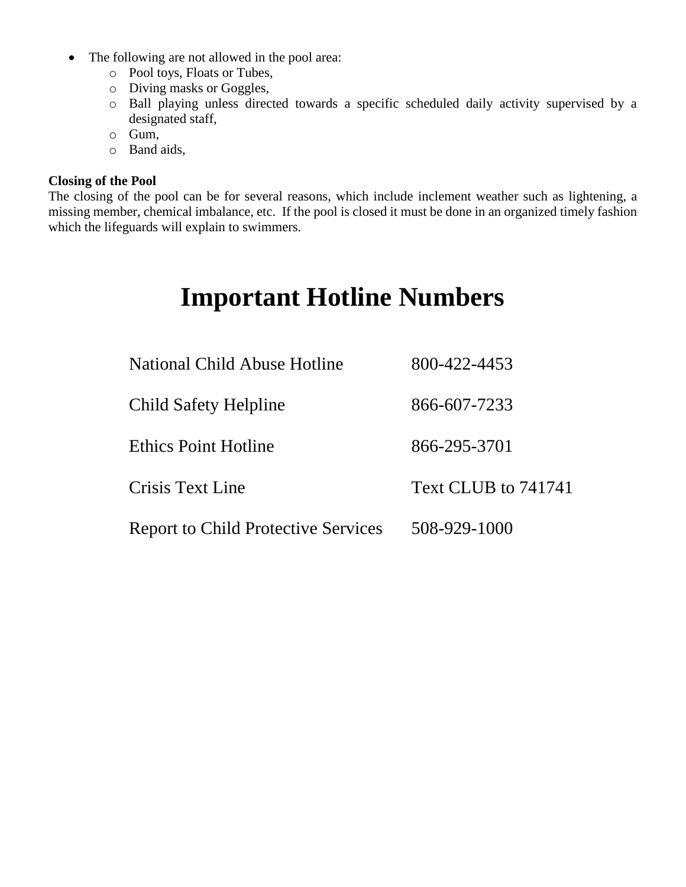- The following are not allowed in the pool area:
    - Pool toys, Floats or Tubes,
    - Diving masks or Goggles,
    - Ball playing unless directed towards a specific scheduled daily activity supervised by a designated staff,
    - Gum,
    - Band aids,

**Closing of the Pool**

The closing of the pool can be for several reasons, which include inclement weather such as lightening, a missing member, chemical imbalance, etc. If the pool is closed it must be done in an organized timely fashion which the lifeguards will explain to swimmers.

# Important Hotline Numbers

| | |
|---|---|
| National Child Abuse Hotline | 800-422-4453 |
| Child Safety Helpline | 866-607-7233 |
| Ethics Point Hotline | 866-295-3701 |
| Crisis Text Line | Text CLUB to 741741 |
| Report to Child Protective Services | 508-929-1000 |